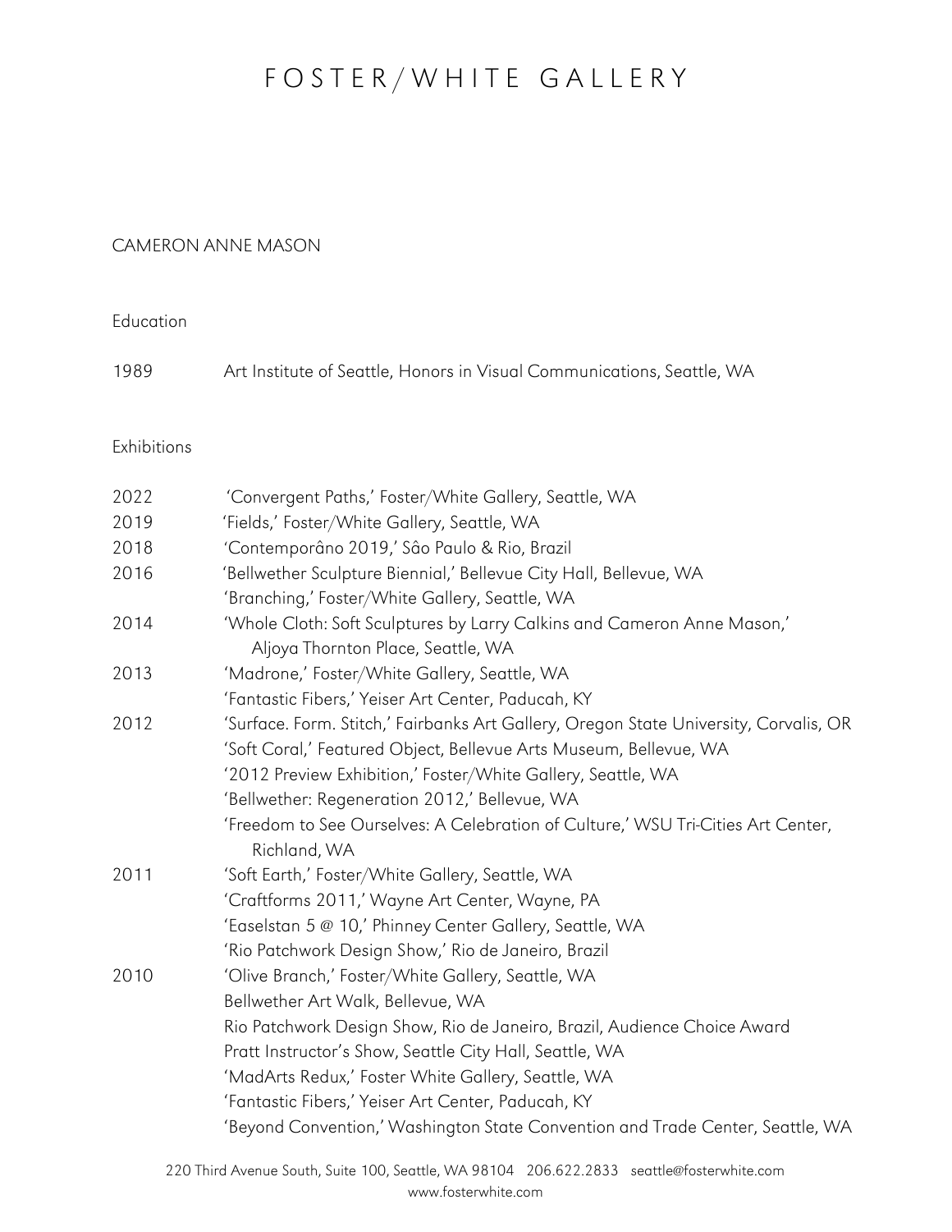# FOSTER/WHITE GALLERY

## CAMERON ANNE MASON

### Education

1989 Art Institute of Seattle, Honors in Visual Communications, Seattle, WA

### Exhibitions

2022 'Convergent Paths,' Foster/White Gallery, Seattle, WA

2019 'Fields,' Foster/White Gallery, Seattle, WA

2018 'Contemporâno 2019,' Sâo Paulo & Rio, Brazil

2016 'Bellwether Sculpture Biennial,' Bellevue City Hall, Bellevue, WA
'Branching,' Foster/White Gallery, Seattle, WA

2014 'Whole Cloth: Soft Sculptures by Larry Calkins and Cameron Anne Mason,' Aljoya Thornton Place, Seattle, WA

2013 'Madrone,' Foster/White Gallery, Seattle, WA
'Fantastic Fibers,' Yeiser Art Center, Paducah, KY

2012 'Surface. Form. Stitch,' Fairbanks Art Gallery, Oregon State University, Corvalis, OR
'Soft Coral,' Featured Object, Bellevue Arts Museum, Bellevue, WA
'2012 Preview Exhibition,' Foster/White Gallery, Seattle, WA
'Bellwether: Regeneration 2012,' Bellevue, WA
'Freedom to See Ourselves: A Celebration of Culture,' WSU Tri-Cities Art Center, Richland, WA

2011 'Soft Earth,' Foster/White Gallery, Seattle, WA
'Craftforms 2011,' Wayne Art Center, Wayne, PA
'Easelstan 5 @ 10,' Phinney Center Gallery, Seattle, WA
'Rio Patchwork Design Show,' Rio de Janeiro, Brazil

2010 'Olive Branch,' Foster/White Gallery, Seattle, WA
Bellwether Art Walk, Bellevue, WA
Rio Patchwork Design Show, Rio de Janeiro, Brazil, Audience Choice Award
Pratt Instructor's Show, Seattle City Hall, Seattle, WA
'MadArts Redux,' Foster White Gallery, Seattle, WA
'Fantastic Fibers,' Yeiser Art Center, Paducah, KY
'Beyond Convention,' Washington State Convention and Trade Center, Seattle, WA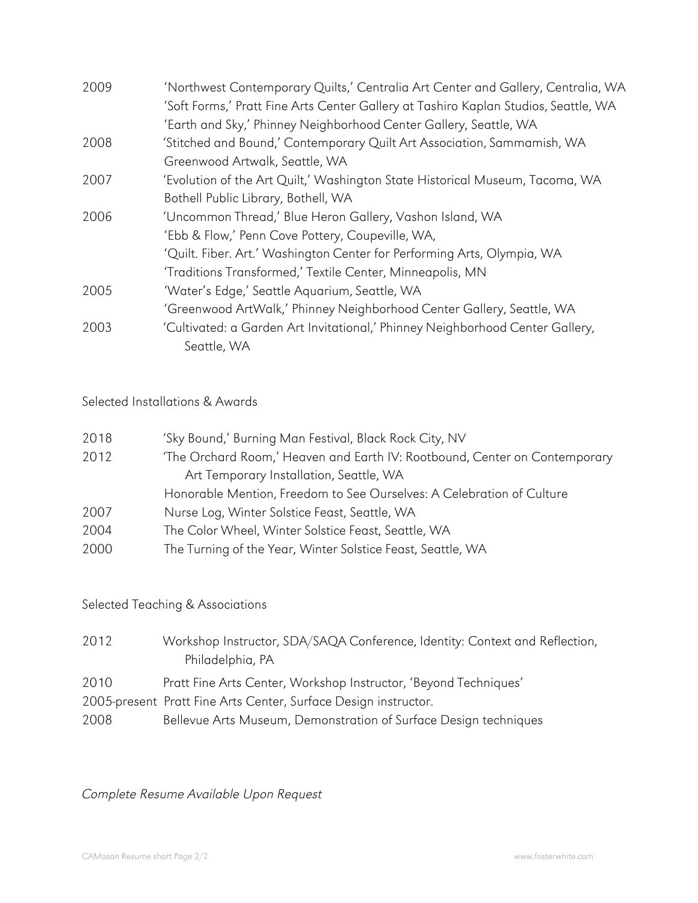| | |
|---|---|
| 2009 | 'Northwest Contemporary Quilts,' Centralia Art Center and Gallery, Centralia, WA |
| | 'Soft Forms,' Pratt Fine Arts Center Gallery at Tashiro Kaplan Studios, Seattle, WA |
| | 'Earth and Sky,' Phinney Neighborhood Center Gallery, Seattle, WA |
| 2008 | 'Stitched and Bound,' Contemporary Quilt Art Association, Sammamish, WA |
| | Greenwood Artwalk, Seattle, WA |
| 2007 | 'Evolution of the Art Quilt,' Washington State Historical Museum, Tacoma, WA |
| | Bothell Public Library, Bothell, WA |
| 2006 | 'Uncommon Thread,' Blue Heron Gallery, Vashon Island, WA |
| | 'Ebb & Flow,' Penn Cove Pottery, Coupeville, WA, |
| | 'Quilt. Fiber. Art.' Washington Center for Performing Arts, Olympia, WA |
| | 'Traditions Transformed,' Textile Center, Minneapolis, MN |
| 2005 | 'Water's Edge,' Seattle Aquarium, Seattle, WA |
| | 'Greenwood ArtWalk,' Phinney Neighborhood Center Gallery, Seattle, WA |
| 2003 | 'Cultivated: a Garden Art Invitational,' Phinney Neighborhood Center Gallery, Seattle, WA |

## Selected Installations & Awards

| | |
|---|---|
| 2018 | 'Sky Bound,' Burning Man Festival, Black Rock City, NV |
| 2012 | 'The Orchard Room,' Heaven and Earth IV: Rootbound, Center on Contemporary Art Temporary Installation, Seattle, WA |
| | Honorable Mention, Freedom to See Ourselves: A Celebration of Culture |
| 2007 | Nurse Log, Winter Solstice Feast, Seattle, WA |
| 2004 | The Color Wheel, Winter Solstice Feast, Seattle, WA |
| 2000 | The Turning of the Year, Winter Solstice Feast, Seattle, WA |

## Selected Teaching & Associations

| | |
|---|---|
| 2012 | Workshop Instructor, SDA/SAQA Conference, Identity: Context and Reflection, Philadelphia, PA |
| 2010 | Pratt Fine Arts Center, Workshop Instructor, 'Beyond Techniques' |
| 2005-present | Pratt Fine Arts Center, Surface Design instructor. |
| 2008 | Bellevue Arts Museum, Demonstration of Surface Design techniques |

*Complete Resume Available Upon Request*